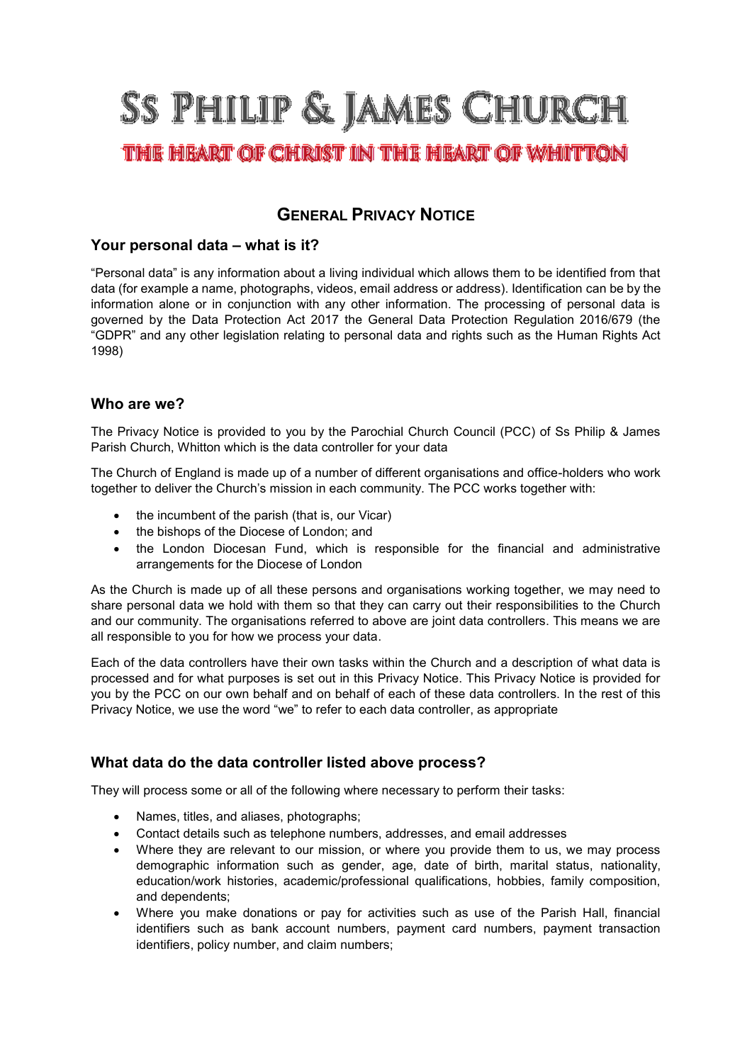# Ss Philip & James Church

## The Heart of Christ in the Heart of Whitton

## General Privacy Notice

### Your personal data – what is it?

"Personal data" is any information about a living individual which allows them to be identified from that data (for example a name, photographs, videos, email address or address). Identification can be by the information alone or in conjunction with any other information. The processing of personal data is governed by the Data Protection Act 2017 the General Data Protection Regulation 2016/679 (the "GDPR" and any other legislation relating to personal data and rights such as the Human Rights Act 1998)

### Who are we?

The Privacy Notice is provided to you by the Parochial Church Council (PCC) of Ss Philip & James Parish Church, Whitton which is the data controller for your data

The Church of England is made up of a number of different organisations and office-holders who work together to deliver the Church's mission in each community. The PCC works together with:

- the incumbent of the parish (that is, our Vicar)
- the bishops of the Diocese of London; and
- the London Diocesan Fund, which is responsible for the financial and administrative arrangements for the Diocese of London

As the Church is made up of all these persons and organisations working together, we may need to share personal data we hold with them so that they can carry out their responsibilities to the Church and our community. The organisations referred to above are joint data controllers. This means we are all responsible to you for how we process your data.

Each of the data controllers have their own tasks within the Church and a description of what data is processed and for what purposes is set out in this Privacy Notice. This Privacy Notice is provided for you by the PCC on our own behalf and on behalf of each of these data controllers. In the rest of this Privacy Notice, we use the word "we" to refer to each data controller, as appropriate

### What data do the data controller listed above process?

They will process some or all of the following where necessary to perform their tasks:

- Names, titles, and aliases, photographs;
- Contact details such as telephone numbers, addresses, and email addresses
- Where they are relevant to our mission, or where you provide them to us, we may process demographic information such as gender, age, date of birth, marital status, nationality, education/work histories, academic/professional qualifications, hobbies, family composition, and dependents;
- Where you make donations or pay for activities such as use of the Parish Hall, financial identifiers such as bank account numbers, payment card numbers, payment transaction identifiers, policy number, and claim numbers;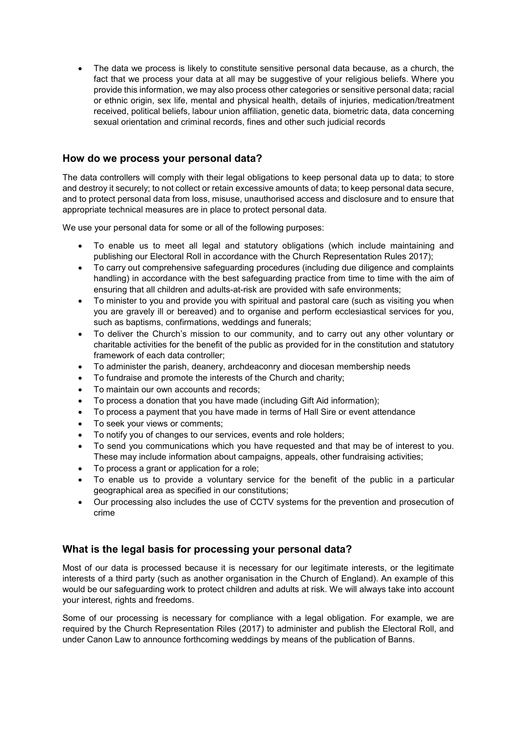- The data we process is likely to constitute sensitive personal data because, as a church, the fact that we process your data at all may be suggestive of your religious beliefs. Where you provide this information, we may also process other categories or sensitive personal data; racial or ethnic origin, sex life, mental and physical health, details of injuries, medication/treatment received, political beliefs, labour union affiliation, genetic data, biometric data, data concerning sexual orientation and criminal records, fines and other such judicial records

## How do we process your personal data?

The data controllers will comply with their legal obligations to keep personal data up to data; to store and destroy it securely; to not collect or retain excessive amounts of data; to keep personal data secure, and to protect personal data from loss, misuse, unauthorised access and disclosure and to ensure that appropriate technical measures are in place to protect personal data.

We use your personal data for some or all of the following purposes:

- To enable us to meet all legal and statutory obligations (which include maintaining and publishing our Electoral Roll in accordance with the Church Representation Rules 2017);
- To carry out comprehensive safeguarding procedures (including due diligence and complaints handling) in accordance with the best safeguarding practice from time to time with the aim of ensuring that all children and adults-at-risk are provided with safe environments;
- To minister to you and provide you with spiritual and pastoral care (such as visiting you when you are gravely ill or bereaved) and to organise and perform ecclesiastical services for you, such as baptisms, confirmations, weddings and funerals;
- To deliver the Church's mission to our community, and to carry out any other voluntary or charitable activities for the benefit of the public as provided for in the constitution and statutory framework of each data controller;
- To administer the parish, deanery, archdeaconry and diocesan membership needs
- To fundraise and promote the interests of the Church and charity;
- To maintain our own accounts and records;
- To process a donation that you have made (including Gift Aid information);
- To process a payment that you have made in terms of Hall Sire or event attendance
- To seek your views or comments;
- To notify you of changes to our services, events and role holders;
- To send you communications which you have requested and that may be of interest to you. These may include information about campaigns, appeals, other fundraising activities;
- To process a grant or application for a role;
- To enable us to provide a voluntary service for the benefit of the public in a particular geographical area as specified in our constitutions;
- Our processing also includes the use of CCTV systems for the prevention and prosecution of crime

## What is the legal basis for processing your personal data?

Most of our data is processed because it is necessary for our legitimate interests, or the legitimate interests of a third party (such as another organisation in the Church of England). An example of this would be our safeguarding work to protect children and adults at risk. We will always take into account your interest, rights and freedoms.

Some of our processing is necessary for compliance with a legal obligation. For example, we are required by the Church Representation Riles (2017) to administer and publish the Electoral Roll, and under Canon Law to announce forthcoming weddings by means of the publication of Banns.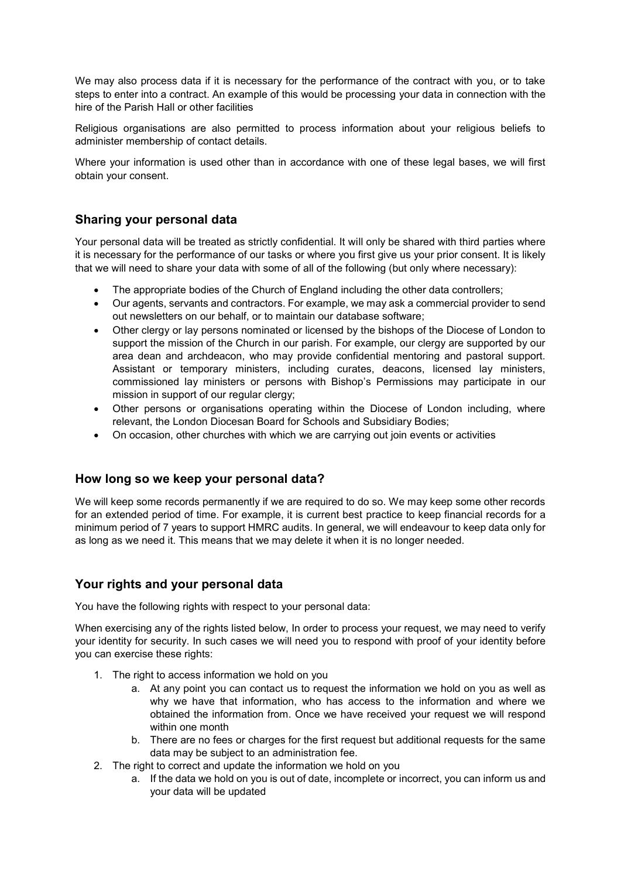We may also process data if it is necessary for the performance of the contract with you, or to take steps to enter into a contract. An example of this would be processing your data in connection with the hire of the Parish Hall or other facilities

Religious organisations are also permitted to process information about your religious beliefs to administer membership of contact details.

Where your information is used other than in accordance with one of these legal bases, we will first obtain your consent.

## Sharing your personal data

Your personal data will be treated as strictly confidential. It will only be shared with third parties where it is necessary for the performance of our tasks or where you first give us your prior consent. It is likely that we will need to share your data with some of all of the following (but only where necessary):

- The appropriate bodies of the Church of England including the other data controllers;
- Our agents, servants and contractors. For example, we may ask a commercial provider to send out newsletters on our behalf, or to maintain our database software;
- Other clergy or lay persons nominated or licensed by the bishops of the Diocese of London to support the mission of the Church in our parish. For example, our clergy are supported by our area dean and archdeacon, who may provide confidential mentoring and pastoral support. Assistant or temporary ministers, including curates, deacons, licensed lay ministers, commissioned lay ministers or persons with Bishop's Permissions may participate in our mission in support of our regular clergy;
- Other persons or organisations operating within the Diocese of London including, where relevant, the London Diocesan Board for Schools and Subsidiary Bodies;
- On occasion, other churches with which we are carrying out join events or activities

## How long so we keep your personal data?

We will keep some records permanently if we are required to do so. We may keep some other records for an extended period of time. For example, it is current best practice to keep financial records for a minimum period of 7 years to support HMRC audits. In general, we will endeavour to keep data only for as long as we need it. This means that we may delete it when it is no longer needed.

## Your rights and your personal data

You have the following rights with respect to your personal data:

When exercising any of the rights listed below, In order to process your request, we may need to verify your identity for security. In such cases we will need you to respond with proof of your identity before you can exercise these rights:

1. The right to access information we hold on you
   a. At any point you can contact us to request the information we hold on you as well as why we have that information, who has access to the information and where we obtained the information from. Once we have received your request we will respond within one month
   b. There are no fees or charges for the first request but additional requests for the same data may be subject to an administration fee.
2. The right to correct and update the information we hold on you
   a. If the data we hold on you is out of date, incomplete or incorrect, you can inform us and your data will be updated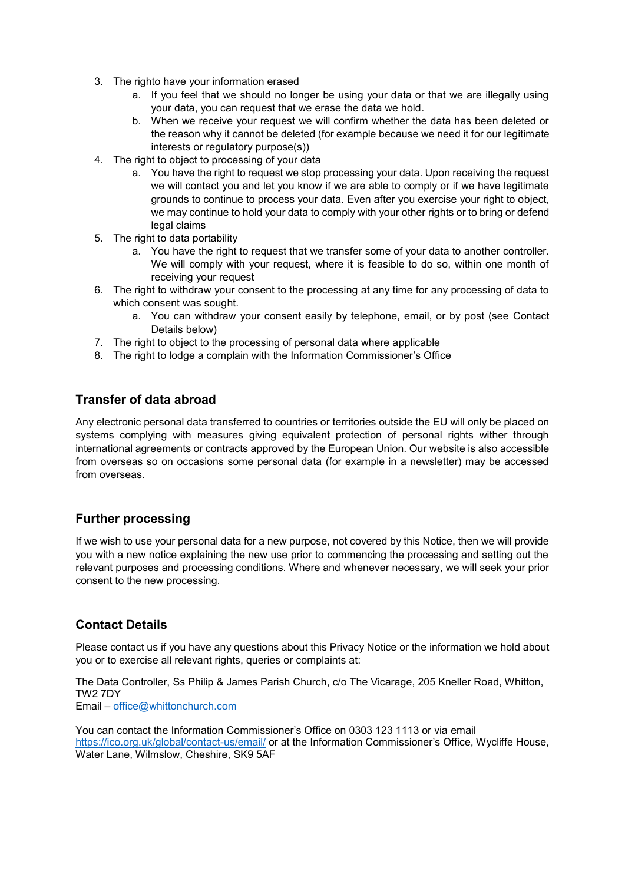3. The righto have your information erased
    a. If you feel that we should no longer be using your data or that we are illegally using your data, you can request that we erase the data we hold.
    b. When we receive your request we will confirm whether the data has been deleted or the reason why it cannot be deleted (for example because we need it for our legitimate interests or regulatory purpose(s))
4. The right to object to processing of your data
    a. You have the right to request we stop processing your data. Upon receiving the request we will contact you and let you know if we are able to comply or if we have legitimate grounds to continue to process your data. Even after you exercise your right to object, we may continue to hold your data to comply with your other rights or to bring or defend legal claims
5. The right to data portability
    a. You have the right to request that we transfer some of your data to another controller. We will comply with your request, where it is feasible to do so, within one month of receiving your request
6. The right to withdraw your consent to the processing at any time for any processing of data to which consent was sought.
    a. You can withdraw your consent easily by telephone, email, or by post (see Contact Details below)
7. The right to object to the processing of personal data where applicable
8. The right to lodge a complain with the Information Commissioner's Office

## Transfer of data abroad

Any electronic personal data transferred to countries or territories outside the EU will only be placed on systems complying with measures giving equivalent protection of personal rights wither through international agreements or contracts approved by the European Union. Our website is also accessible from overseas so on occasions some personal data (for example in a newsletter) may be accessed from overseas.

## Further processing

If we wish to use your personal data for a new purpose, not covered by this Notice, then we will provide you with a new notice explaining the new use prior to commencing the processing and setting out the relevant purposes and processing conditions. Where and whenever necessary, we will seek your prior consent to the new processing.

## Contact Details

Please contact us if you have any questions about this Privacy Notice or the information we hold about you or to exercise all relevant rights, queries or complaints at:

The Data Controller, Ss Philip & James Parish Church, c/o The Vicarage, 205 Kneller Road, Whitton, TW2 7DY
Email – office@whittonchurch.com

You can contact the Information Commissioner's Office on 0303 123 1113 or via email https://ico.org.uk/global/contact-us/email/ or at the Information Commissioner's Office, Wycliffe House, Water Lane, Wilmslow, Cheshire, SK9 5AF